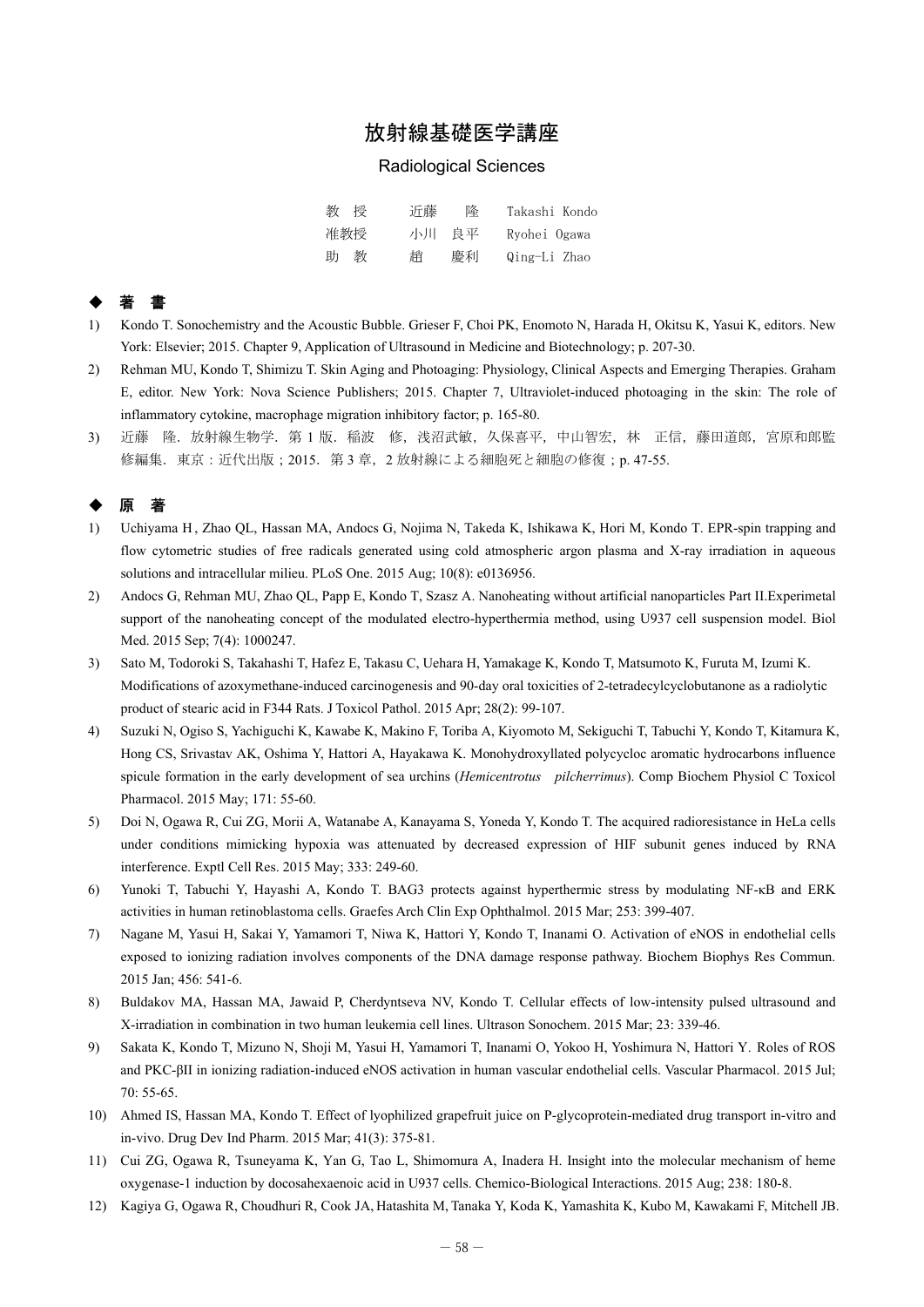# 放射線基礎医学講座

## Radiological Sciences

| | | |
|---|---|---|
| 教　授 | 近藤　　隆 | Takashi Kondo |
| 准教授 | 小川　良平 | Ryohei Ogawa |
| 助　教 | 趙　　慶利 | Qing-Li Zhao |

## ◆ 著　書

1) Kondo T. Sonochemistry and the Acoustic Bubble. Grieser F, Choi PK, Enomoto N, Harada H, Okitsu K, Yasui K, editors. New York: Elsevier; 2015. Chapter 9, Application of Ultrasound in Medicine and Biotechnology; p. 207-30.
2) Rehman MU, Kondo T, Shimizu T. Skin Aging and Photoaging: Physiology, Clinical Aspects and Emerging Therapies. Graham E, editor. New York: Nova Science Publishers; 2015. Chapter 7, Ultraviolet-induced photoaging in the skin: The role of inflammatory cytokine, macrophage migration inhibitory factor; p. 165-80.
3) 近藤　隆．放射線生物学．第 1 版．稲波　修，浅沼武敏，久保喜平，中山智宏，林　正信，藤田道郎，宮原和郎監修編集．東京：近代出版；2015．第 3 章，2 放射線による細胞死と細胞の修復；p. 47-55.

## ◆ 原　著

1) Uchiyama H, Zhao QL, Hassan MA, Andocs G, Nojima N, Takeda K, Ishikawa K, Hori M, Kondo T. EPR-spin trapping and flow cytometric studies of free radicals generated using cold atmospheric argon plasma and X-ray irradiation in aqueous solutions and intracellular milieu. PLoS One. 2015 Aug; 10(8): e0136956.
2) Andocs G, Rehman MU, Zhao QL, Papp E, Kondo T, Szasz A. Nanoheating without artificial nanoparticles Part II.Experimetal support of the nanoheating concept of the modulated electro-hyperthermia method, using U937 cell suspension model. Biol Med. 2015 Sep; 7(4): 1000247.
3) Sato M, Todoroki S, Takahashi T, Hafez E, Takasu C, Uehara H, Yamakage K, Kondo T, Matsumoto K, Furuta M, Izumi K. Modifications of azoxymethane-induced carcinogenesis and 90-day oral toxicities of 2-tetradecylcyclobutanone as a radiolytic product of stearic acid in F344 Rats. J Toxicol Pathol. 2015 Apr; 28(2): 99-107.
4) Suzuki N, Ogiso S, Yachiguchi K, Kawabe K, Makino F, Toriba A, Kiyomoto M, Sekiguchi T, Tabuchi Y, Kondo T, Kitamura K, Hong CS, Srivastav AK, Oshima Y, Hattori A, Hayakawa K. Monohydroxyllated polycycloc aromatic hydrocarbons influence spicule formation in the early development of sea urchins (*Hemicentrotus pilcherrimus*). Comp Biochem Physiol C Toxicol Pharmacol. 2015 May; 171: 55-60.
5) Doi N, Ogawa R, Cui ZG, Morii A, Watanabe A, Kanayama S, Yoneda Y, Kondo T. The acquired radioresistance in HeLa cells under conditions mimicking hypoxia was attenuated by decreased expression of HIF subunit genes induced by RNA interference. Exptl Cell Res. 2015 May; 333: 249-60.
6) Yunoki T, Tabuchi Y, Hayashi A, Kondo T. BAG3 protects against hyperthermic stress by modulating NF-κB and ERK activities in human retinoblastoma cells. Graefes Arch Clin Exp Ophthalmol. 2015 Mar; 253: 399-407.
7) Nagane M, Yasui H, Sakai Y, Yamamori T, Niwa K, Hattori Y, Kondo T, Inanami O. Activation of eNOS in endothelial cells exposed to ionizing radiation involves components of the DNA damage response pathway. Biochem Biophys Res Commun. 2015 Jan; 456: 541-6.
8) Buldakov MA, Hassan MA, Jawaid P, Cherdyntseva NV, Kondo T. Cellular effects of low-intensity pulsed ultrasound and X-irradiation in combination in two human leukemia cell lines. Ultrason Sonochem. 2015 Mar; 23: 339-46.
9) Sakata K, Kondo T, Mizuno N, Shoji M, Yasui H, Yamamori T, Inanami O, Yokoo H, Yoshimura N, Hattori Y. Roles of ROS and PKC-βII in ionizing radiation-induced eNOS activation in human vascular endothelial cells. Vascular Pharmacol. 2015 Jul; 70: 55-65.
10) Ahmed IS, Hassan MA, Kondo T. Effect of lyophilized grapefruit juice on P-glycoprotein-mediated drug transport in-vitro and in-vivo. Drug Dev Ind Pharm. 2015 Mar; 41(3): 375-81.
11) Cui ZG, Ogawa R, Tsuneyama K, Yan G, Tao L, Shimomura A, Inadera H. Insight into the molecular mechanism of heme oxygenase-1 induction by docosahexaenoic acid in U937 cells. Chemico-Biological Interactions. 2015 Aug; 238: 180-8.
12) Kagiya G, Ogawa R, Choudhuri R, Cook JA, Hatashita M, Tanaka Y, Koda K, Yamashita K, Kubo M, Kawakami F, Mitchell JB.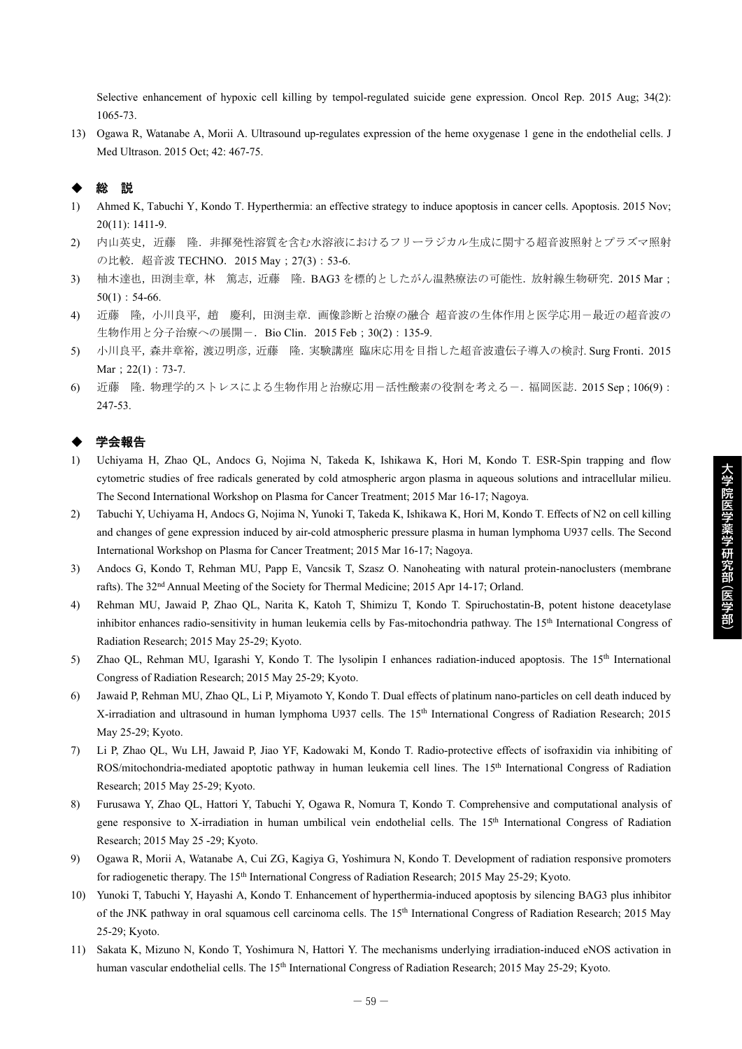Selective enhancement of hypoxic cell killing by tempol-regulated suicide gene expression. Oncol Rep. 2015 Aug; 34(2): 1065-73.

13) Ogawa R, Watanabe A, Morii A. Ultrasound up-regulates expression of the heme oxygenase 1 gene in the endothelial cells. J Med Ultrason. 2015 Oct; 42: 467-75.

## ◆ 総　説

1) Ahmed K, Tabuchi Y, Kondo T. Hyperthermia: an effective strategy to induce apoptosis in cancer cells. Apoptosis. 2015 Nov; 20(11): 1411-9.
2) 内山英史，近藤　隆．非揮発性溶質を含む水溶液におけるフリーラジカル生成に関する超音波照射とプラズマ照射の比較．超音波 TECHNO．2015 May；27(3)：53-6.
3) 柚木達也，田渕圭章，林　篤志，近藤　隆．BAG3 を標的としたがん温熱療法の可能性．放射線生物研究．2015 Mar；50(1)：54-66.
4) 近藤　隆，小川良平，趙　慶利，田渕圭章．画像診断と治療の融合 超音波の生体作用と医学応用－最近の超音波の生物作用と分子治療への展開－．Bio Clin．2015 Feb；30(2)：135-9.
5) 小川良平，森井章裕，渡辺明彦，近藤　隆．実験講座 臨床応用を目指した超音波遺伝子導入の検討. Surg Fronti．2015 Mar；22(1)：73-7.
6) 近藤　隆．物理学的ストレスによる生物作用と治療応用－活性酸素の役割を考える－．福岡医誌．2015 Sep；106(9)：247-53.

## ◆ 学会報告

1) Uchiyama H, Zhao QL, Andocs G, Nojima N, Takeda K, Ishikawa K, Hori M, Kondo T. ESR-Spin trapping and flow cytometric studies of free radicals generated by cold atmospheric argon plasma in aqueous solutions and intracellular milieu. The Second International Workshop on Plasma for Cancer Treatment; 2015 Mar 16-17; Nagoya.
2) Tabuchi Y, Uchiyama H, Andocs G, Nojima N, Yunoki T, Takeda K, Ishikawa K, Hori M, Kondo T. Effects of N2 on cell killing and changes of gene expression induced by air-cold atmospheric pressure plasma in human lymphoma U937 cells. The Second International Workshop on Plasma for Cancer Treatment; 2015 Mar 16-17; Nagoya.
3) Andocs G, Kondo T, Rehman MU, Papp E, Vancsik T, Szasz O. Nanoheating with natural protein-nanoclusters (membrane rafts). The 32nd Annual Meeting of the Society for Thermal Medicine; 2015 Apr 14-17; Orland.
4) Rehman MU, Jawaid P, Zhao QL, Narita K, Katoh T, Shimizu T, Kondo T. Spiruchostatin-B, potent histone deacetylase inhibitor enhances radio-sensitivity in human leukemia cells by Fas-mitochondria pathway. The 15th International Congress of Radiation Research; 2015 May 25-29; Kyoto.
5) Zhao QL, Rehman MU, Igarashi Y, Kondo T. The lysolipin I enhances radiation-induced apoptosis. The 15th International Congress of Radiation Research; 2015 May 25-29; Kyoto.
6) Jawaid P, Rehman MU, Zhao QL, Li P, Miyamoto Y, Kondo T. Dual effects of platinum nano-particles on cell death induced by X-irradiation and ultrasound in human lymphoma U937 cells. The 15th International Congress of Radiation Research; 2015 May 25-29; Kyoto.
7) Li P, Zhao QL, Wu LH, Jawaid P, Jiao YF, Kadowaki M, Kondo T. Radio-protective effects of isofraxidin via inhibiting of ROS/mitochondria-mediated apoptotic pathway in human leukemia cell lines. The 15th International Congress of Radiation Research; 2015 May 25-29; Kyoto.
8) Furusawa Y, Zhao QL, Hattori Y, Tabuchi Y, Ogawa R, Nomura T, Kondo T. Comprehensive and computational analysis of gene responsive to X-irradiation in human umbilical vein endothelial cells. The 15th International Congress of Radiation Research; 2015 May 25 -29; Kyoto.
9) Ogawa R, Morii A, Watanabe A, Cui ZG, Kagiya G, Yoshimura N, Kondo T. Development of radiation responsive promoters for radiogenetic therapy. The 15th International Congress of Radiation Research; 2015 May 25-29; Kyoto.
10) Yunoki T, Tabuchi Y, Hayashi A, Kondo T. Enhancement of hyperthermia-induced apoptosis by silencing BAG3 plus inhibitor of the JNK pathway in oral squamous cell carcinoma cells. The 15th International Congress of Radiation Research; 2015 May 25-29; Kyoto.
11) Sakata K, Mizuno N, Kondo T, Yoshimura N, Hattori Y. The mechanisms underlying irradiation-induced eNOS activation in human vascular endothelial cells. The 15th International Congress of Radiation Research; 2015 May 25-29; Kyoto.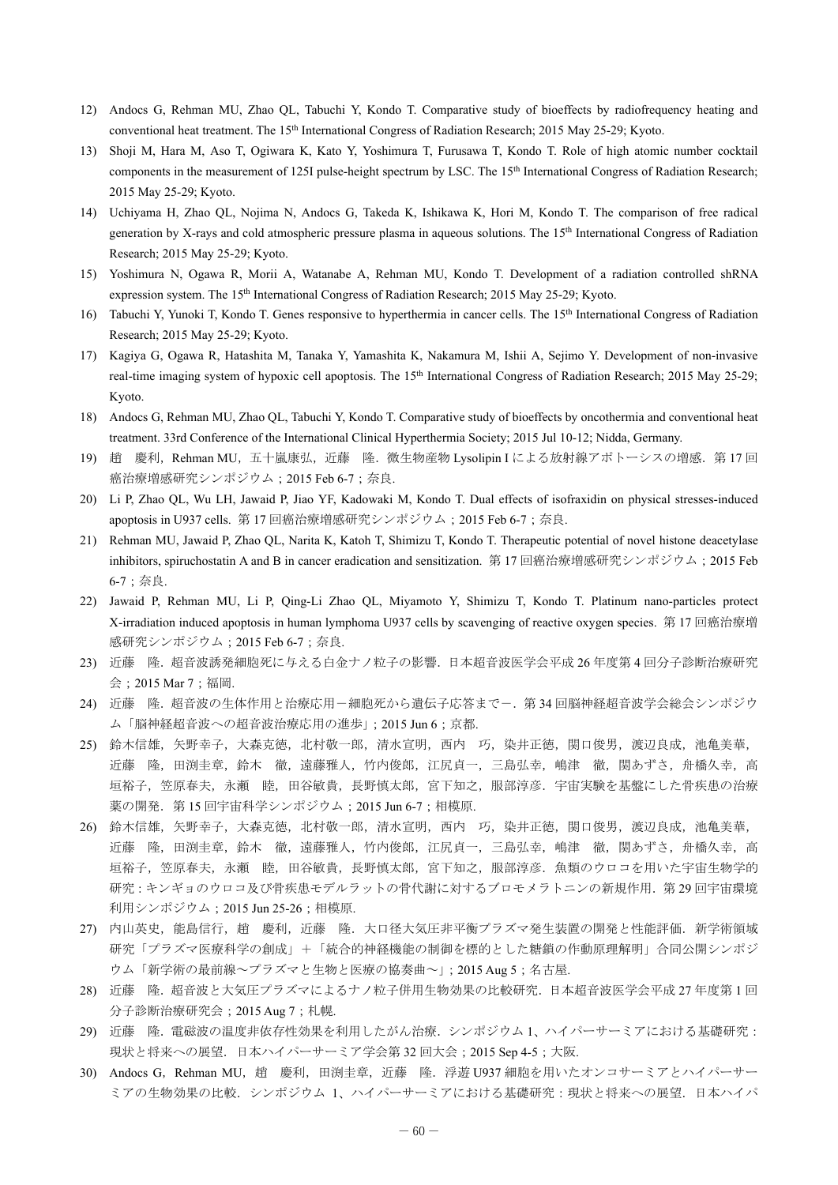12) Andocs G, Rehman MU, Zhao QL, Tabuchi Y, Kondo T. Comparative study of bioeffects by radiofrequency heating and conventional heat treatment. The 15th International Congress of Radiation Research; 2015 May 25-29; Kyoto.
13) Shoji M, Hara M, Aso T, Ogiwara K, Kato Y, Yoshimura T, Furusawa T, Kondo T. Role of high atomic number cocktail components in the measurement of 125I pulse-height spectrum by LSC. The 15th International Congress of Radiation Research; 2015 May 25-29; Kyoto.
14) Uchiyama H, Zhao QL, Nojima N, Andocs G, Takeda K, Ishikawa K, Hori M, Kondo T. The comparison of free radical generation by X-rays and cold atmospheric pressure plasma in aqueous solutions. The 15th International Congress of Radiation Research; 2015 May 25-29; Kyoto.
15) Yoshimura N, Ogawa R, Morii A, Watanabe A, Rehman MU, Kondo T. Development of a radiation controlled shRNA expression system. The 15th International Congress of Radiation Research; 2015 May 25-29; Kyoto.
16) Tabuchi Y, Yunoki T, Kondo T. Genes responsive to hyperthermia in cancer cells. The 15th International Congress of Radiation Research; 2015 May 25-29; Kyoto.
17) Kagiya G, Ogawa R, Hatashita M, Tanaka Y, Yamashita K, Nakamura M, Ishii A, Sejimo Y. Development of non-invasive real-time imaging system of hypoxic cell apoptosis. The 15th International Congress of Radiation Research; 2015 May 25-29; Kyoto.
18) Andocs G, Rehman MU, Zhao QL, Tabuchi Y, Kondo T. Comparative study of bioeffects by oncothermia and conventional heat treatment. 33rd Conference of the International Clinical Hyperthermia Society; 2015 Jul 10-12; Nidda, Germany.
19) 趙　慶利，Rehman MU，五十嵐康弘，近藤　隆．微生物産物 Lysolipin I による放射線アポトーシスの増感．第 17 回癌治療増感研究シンポジウム；2015 Feb 6-7；奈良．
20) Li P, Zhao QL, Wu LH, Jawaid P, Jiao YF, Kadowaki M, Kondo T. Dual effects of isofraxidin on physical stresses-induced apoptosis in U937 cells. 第 17 回癌治療増感研究シンポジウム；2015 Feb 6-7；奈良．
21) Rehman MU, Jawaid P, Zhao QL, Narita K, Katoh T, Shimizu T, Kondo T. Therapeutic potential of novel histone deacetylase inhibitors, spiruchostatin A and B in cancer eradication and sensitization. 第 17 回癌治療増感研究シンポジウム；2015 Feb 6-7；奈良．
22) Jawaid P, Rehman MU, Li P, Qing-Li Zhao QL, Miyamoto Y, Shimizu T, Kondo T. Platinum nano-particles protect X-irradiation induced apoptosis in human lymphoma U937 cells by scavenging of reactive oxygen species. 第 17 回癌治療増感研究シンポジウム；2015 Feb 6-7；奈良．
23) 近藤　隆．超音波誘発細胞死に与える白金ナノ粒子の影響．日本超音波医学会平成 26 年度第 4 回分子診断治療研究会；2015 Mar 7；福岡．
24) 近藤　隆．超音波の生体作用と治療応用－細胞死から遺伝子応答まで－．第 34 回脳神経超音波学会総会シンポジウム「脳神経超音波への超音波治療応用の進歩」；2015 Jun 6；京都．
25) 鈴木信雄，矢野幸子，大森克徳，北村敬一郎，清水宣明，西内　巧，染井正徳，関口俊男，渡辺良成，池亀美華，近藤　隆，田渕圭章，鈴木　徹，遠藤雅人，竹内俊郎，江尻貞一，三島弘幸，嶋津　徹，関あずさ，舟橋久幸，高垣裕子，笠原春夫，永瀬　睦，田谷敏貴，長野慎太郎，宮下知之，服部淳彦．宇宙実験を基盤にした骨疾患の治療薬の開発．第 15 回宇宙科学シンポジウム；2015 Jun 6-7；相模原．
26) 鈴木信雄，矢野幸子，大森克徳，北村敬一郎，清水宣明，西内　巧，染井正徳，関口俊男，渡辺良成，池亀美華，近藤　隆，田渕圭章，鈴木　徹，遠藤雅人，竹内俊郎，江尻貞一，三島弘幸，嶋津　徹，関あずさ，舟橋久幸，高垣裕子，笠原春夫，永瀬　睦，田谷敏貴，長野慎太郎，宮下知之，服部淳彦．魚類のウロコを用いた宇宙生物学的研究 : キンギョのウロコ及び骨疾患モデルラットの骨代謝に対するブロモメラトニンの新規作用．第 29 回宇宙環境利用シンポジウム；2015 Jun 25-26；相模原．
27) 内山英史，能島信行，趙　慶利，近藤　隆．大口径大気圧非平衡プラズマ発生装置の開発と性能評価．新学術領域研究「プラズマ医療科学の創成」＋「統合的神経機能の制御を標的とした糖鎖の作動原理解明」合同公開シンポジウム「新学術の最前線～プラズマと生物と医療の協奏曲～」；2015 Aug 5；名古屋．
28) 近藤　隆．超音波と大気圧プラズマによるナノ粒子併用生物効果の比較研究．日本超音波医学会平成 27 年度第 1 回分子診断治療研究会；2015 Aug 7；札幌．
29) 近藤　隆．電磁波の温度非依存性効果を利用したがん治療．シンポジウム 1、ハイパーサーミアにおける基礎研究 : 現状と将来への展望．日本ハイパーサーミア学会第 32 回大会；2015 Sep 4-5；大阪．
30) Andocs G，Rehman MU，趙　慶利，田渕圭章，近藤　隆．浮遊 U937 細胞を用いたオンコサーミアとハイパーサーミアの生物効果の比較．シンポジウム 1、ハイパーサーミアにおける基礎研究 : 現状と将来への展望．日本ハイパ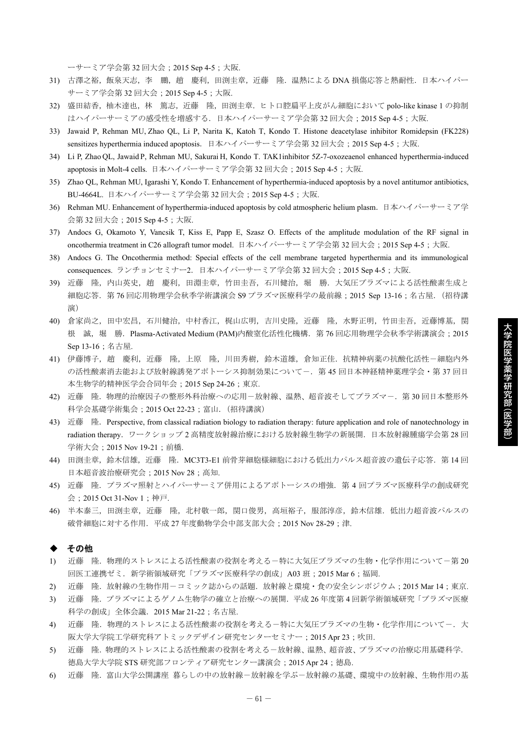ーサーミア学会第 32 回大会；2015 Sep 4-5；大阪.

31) 古澤之裕，飯泉天志，李　鵬，趙　慶利，田渕圭章，近藤　隆．温熱による DNA 損傷応答と熱耐性．日本ハイパーサーミア学会第 32 回大会；2015 Sep 4-5；大阪.
32) 盛田結香，柚木達也，林　篤志，近藤　隆，田渕圭章．ヒト口腔扁平上皮がん細胞において polo-like kinase 1 の抑制はハイパーサーミアの感受性を増感する．日本ハイパーサーミア学会第 32 回大会；2015 Sep 4-5；大阪.
33) Jawaid P, Rehman MU, Zhao QL, Li P, Narita K, Katoh T, Kondo T. Histone deacetylase inhibitor Romidepsin (FK228) sensitizes hyperthermia induced apoptosis.　日本ハイパーサーミア学会第 32 回大会；2015 Sep 4-5；大阪.
34) Li P, Zhao QL, Jawaid P, Rehman MU, Sakurai H, Kondo T. TAK1inhibitor 5Z-7-oxozeaenol enhanced hyperthermia-induced apoptosis in Molt-4 cells. 日本ハイパーサーミア学会第 32 回大会；2015 Sep 4-5；大阪.
35) Zhao QL, Rehman MU, Igarashi Y, Kondo T. Enhancement of hyperthermia-induced apoptosis by a novel antitumor antibiotics, BU-4664L. 日本ハイパーサーミア学会第 32 回大会；2015 Sep 4-5；大阪.
36) Rehman MU. Enhancement of hyperthermia-induced apoptosis by cold atmospheric helium plasm.　日本ハイパーサーミア学会第 32 回大会；2015 Sep 4-5；大阪.
37) Andocs G, Okamoto Y, Vancsik T, Kiss E, Papp E, Szasz O. Effects of the amplitude modulation of the RF signal in oncothermia treatment in C26 allograft tumor model. 日本ハイパーサーミア学会第 32 回大会；2015 Sep 4-5；大阪.
38) Andocs G. The Oncothermia method: Special effects of the cell membrane targeted hyperthermia and its immunological consequences. ランチョンセミナー2. 日本ハイパーサーミア学会第 32 回大会；2015 Sep 4-5；大阪.
39) 近藤　隆，内山英史，趙　慶利，田淵圭章，竹田圭吾，石川健治，堀　勝．大気圧プラズマによる活性酸素生成と細胞応答．第 76 回応用物理学会秋季学術講演会 S9 プラズマ医療科学の最前線；2015 Sep 13-16；名古屋．（招待講演）
40) 倉家尚之，田中宏昌，石川健治，中村香江，梶山広明，吉川史隆，近藤　隆，水野正明，竹田圭吾，近藤博基，関根　誠，堀　勝．Plasma-Activated Medium (PAM)内酸窒化活性化機構．第 76 回応用物理学会秋季学術講演会；2015 Sep 13-16；名古屋.
41) 伊藤博子，趙　慶利，近藤　隆，上原　隆，川田秀樹，鈴木道雄，倉知正佳．抗精神病薬の抗酸化活性－細胞内外の活性酸素消去能および放射線誘発アポトーシス抑制効果について－．第 45 回日本神経精神薬理学会・第 37 回日本生物学的精神医学会合同年会；2015 Sep 24-26；東京.
42) 近藤　隆．物理的治療因子の整形外科治療への応用－放射線、温熱、超音波そしてプラズマ－．第 30 回日本整形外科学会基礎学術集会；2015 Oct 22-23；富山．（招待講演）
43) 近藤　隆．Perspective, from classical radiation biology to radiation therapy: future application and role of nanotechnology in radiation therapy．ワークショップ 2 高精度放射線治療における放射線生物学の新展開．日本放射線腫瘍学会第 28 回学術大会；2015 Nov 19-21；前橋.
44) 田渕圭章，鈴木信雄，近藤　隆．MC3T3-E1 前骨芽細胞様細胞における低出力パルス超音波の遺伝子応答．第 14 回日本超音波治療研究会；2015 Nov 28；高知.
45) 近藤　隆．プラズマ照射とハイパーサーミア併用によるアポトーシスの増強．第 4 回プラズマ医療科学の創成研究会；2015 Oct 31-Nov 1；神戸.
46) 半本泰三，田渕圭章，近藤　隆，北村敬一郎，関口俊男，高垣裕子，服部淳彦，鈴木信雄．低出力超音波パルスの破骨細胞に対する作用．平成 27 年度動物学会中部支部大会；2015 Nov 28-29；津.

## ◆　その他

1) 近藤　隆．物理的ストレスによる活性酸素の役割を考える－特に大気圧プラズマの生物・化学作用について－第 20 回医工連携ゼミ．新学術領域研究「プラズマ医療科学の創成」A03 班；2015 Mar 6；福岡.
2) 近藤　隆．放射線の生物作用－コミック誌からの話題．放射線と環境・食の安全シンポジウム；2015 Mar 14；東京.
3) 近藤　隆．プラズマによるゲノム生物学の確立と治療への展開．平成 26 年度第 4 回新学術領域研究「プラズマ医療科学の創成」全体会議．2015 Mar 21-22；名古屋.
4) 近藤　隆．物理的ストレスによる活性酸素の役割を考える－特に大気圧プラズマの生物・化学作用について－．大阪大学大学院工学研究科アトミックデザイン研究センターセミナー；2015 Apr 23；吹田.
5) 近藤　隆．物理的ストレスによる活性酸素の役割を考える－放射線、温熱、超音波、プラズマの治療応用基礎科学．徳島大学大学院 STS 研究部フロンティア研究センター講演会；2015 Apr 24；徳島.
6) 近藤　隆．富山大学公開講座 暮らしの中の放射線－放射線を学ぶ－放射線の基礎、環境中の放射線、生物作用の基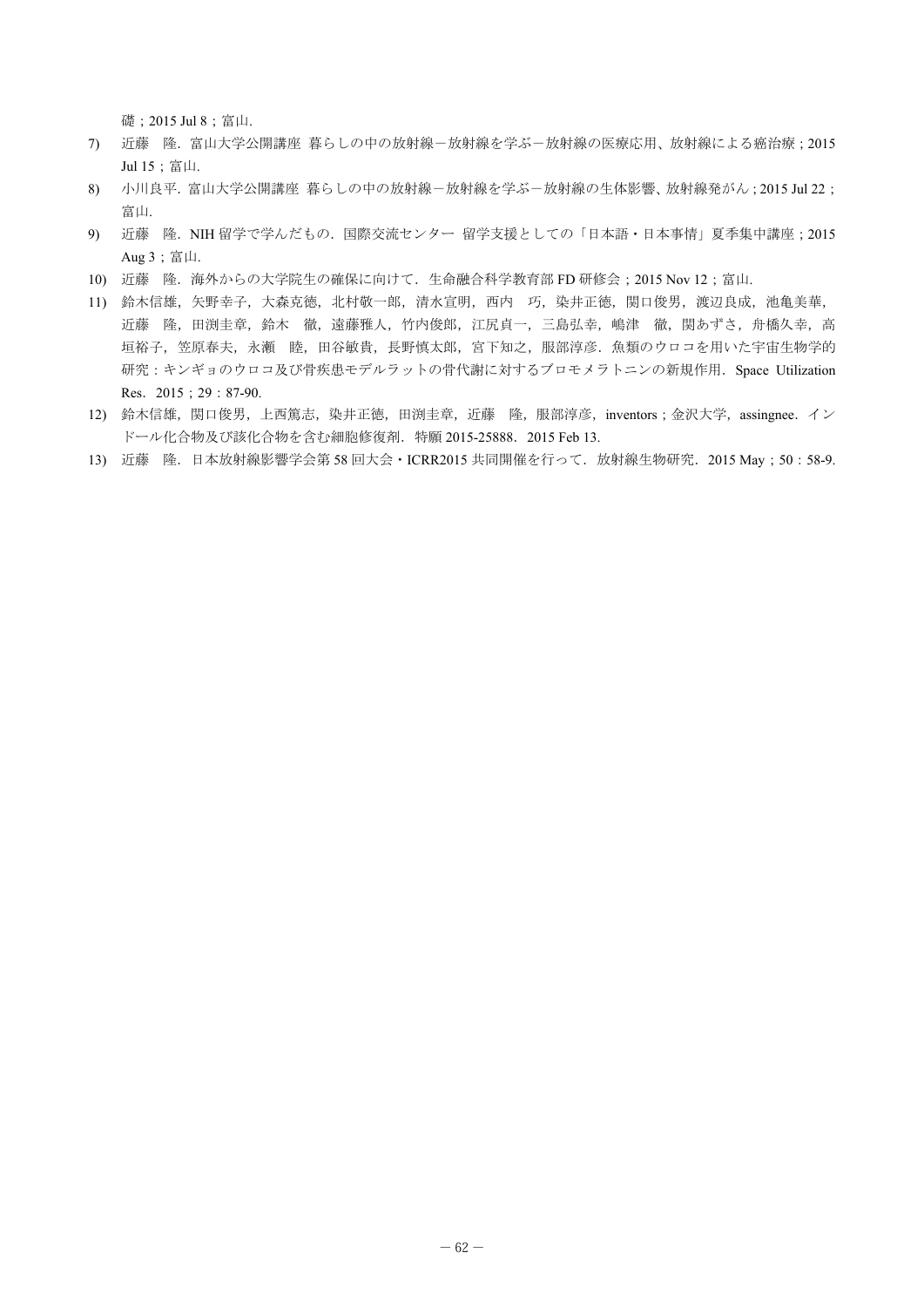礎；2015 Jul 8；富山.

7) 近藤　隆．富山大学公開講座 暮らしの中の放射線－放射線を学ぶ－放射線の医療応用、放射線による癌治療；2015 Jul 15；富山.
8) 小川良平．富山大学公開講座 暮らしの中の放射線－放射線を学ぶ－放射線の生体影響、放射線発がん；2015 Jul 22；富山.
9) 近藤　隆．NIH 留学で学んだもの．国際交流センター 留学支援としての「日本語・日本事情」夏季集中講座；2015 Aug 3；富山.
10) 近藤　隆．海外からの大学院生の確保に向けて．生命融合科学教育部 FD 研修会；2015 Nov 12；富山.
11) 鈴木信雄，矢野幸子，大森克徳，北村敬一郎，清水宣明，西内　巧，染井正徳，関口俊男，渡辺良成，池亀美華，近藤　隆，田渕圭章，鈴木　徹，遠藤雅人，竹内俊郎，江尻貞一，三島弘幸，嶋津　徹，関あずさ，舟橋久幸，高垣裕子，笠原春夫，永瀬　睦，田谷敏貴，長野慎太郎，宮下知之，服部淳彦．魚類のウロコを用いた宇宙生物学的研究：キンギョのウロコ及び骨疾患モデルラットの骨代謝に対するブロモメラトニンの新規作用．Space Utilization Res．2015；29：87-90.
12) 鈴木信雄，関口俊男，上西篤志，染井正徳，田渕圭章，近藤　隆，服部淳彦，inventors；金沢大学，assingnee．インドール化合物及び該化合物を含む細胞修復剤．特願 2015-25888．2015 Feb 13.
13) 近藤　隆．日本放射線影響学会第 58 回大会・ICRR2015 共同開催を行って．放射線生物研究．2015 May；50：58-9.